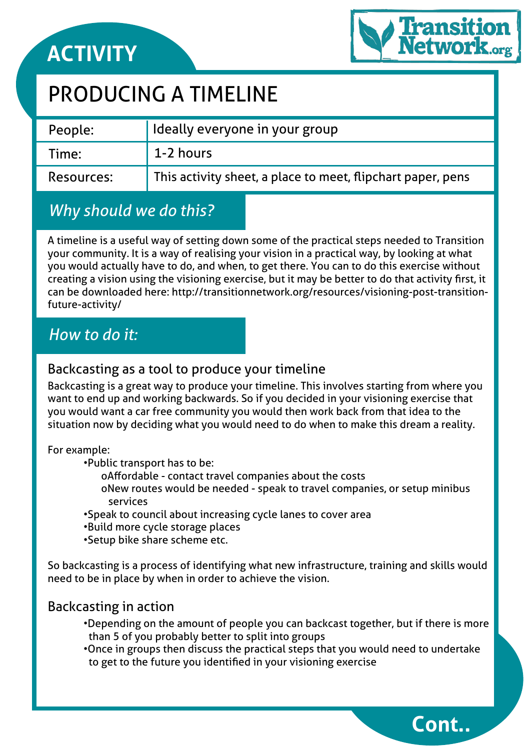ACTIVITY

# PRODUCING A TIMELINE

| People: | Ideally everyone in your group |
|---|---|
| Time: | 1-2 hours |
| Resources: | This activity sheet, a place to meet, flipchart paper, pens |

## *Why should we do this?*

A timeline is a useful way of setting down some of the practical steps needed to Transition your community. It is a way of realising your vision in a practical way, by looking at what you would actually have to do, and when, to get there. You can to do this exercise without creating a vision using the visioning exercise, but it may be better to do that activity first, it can be downloaded here: http://transitionnetwork.org/resources/visioning-post-transition-future-activity/

## *How to do it:*

### Backcasting as a tool to produce your timeline

Backcasting is a great way to produce your timeline. This involves starting from where you want to end up and working backwards. So if you decided in your visioning exercise that you would want a car free community you would then work back from that idea to the situation now by deciding what you would need to do when to make this dream a reality.

For example:

- Public transport has to be:
  - Affordable - contact travel companies about the costs
  - New routes would be needed - speak to travel companies, or setup minibus services
- Speak to council about increasing cycle lanes to cover area
- Build more cycle storage places
- Setup bike share scheme etc.

So backcasting is a process of identifying what new infrastructure, training and skills would need to be in place by when in order to achieve the vision.

### Backcasting in action

- Depending on the amount of people you can backcast together, but if there is more than 5 of you probably better to split into groups
- Once in groups then discuss the practical steps that you would need to undertake to get to the future you identified in your visioning exercise

Cont..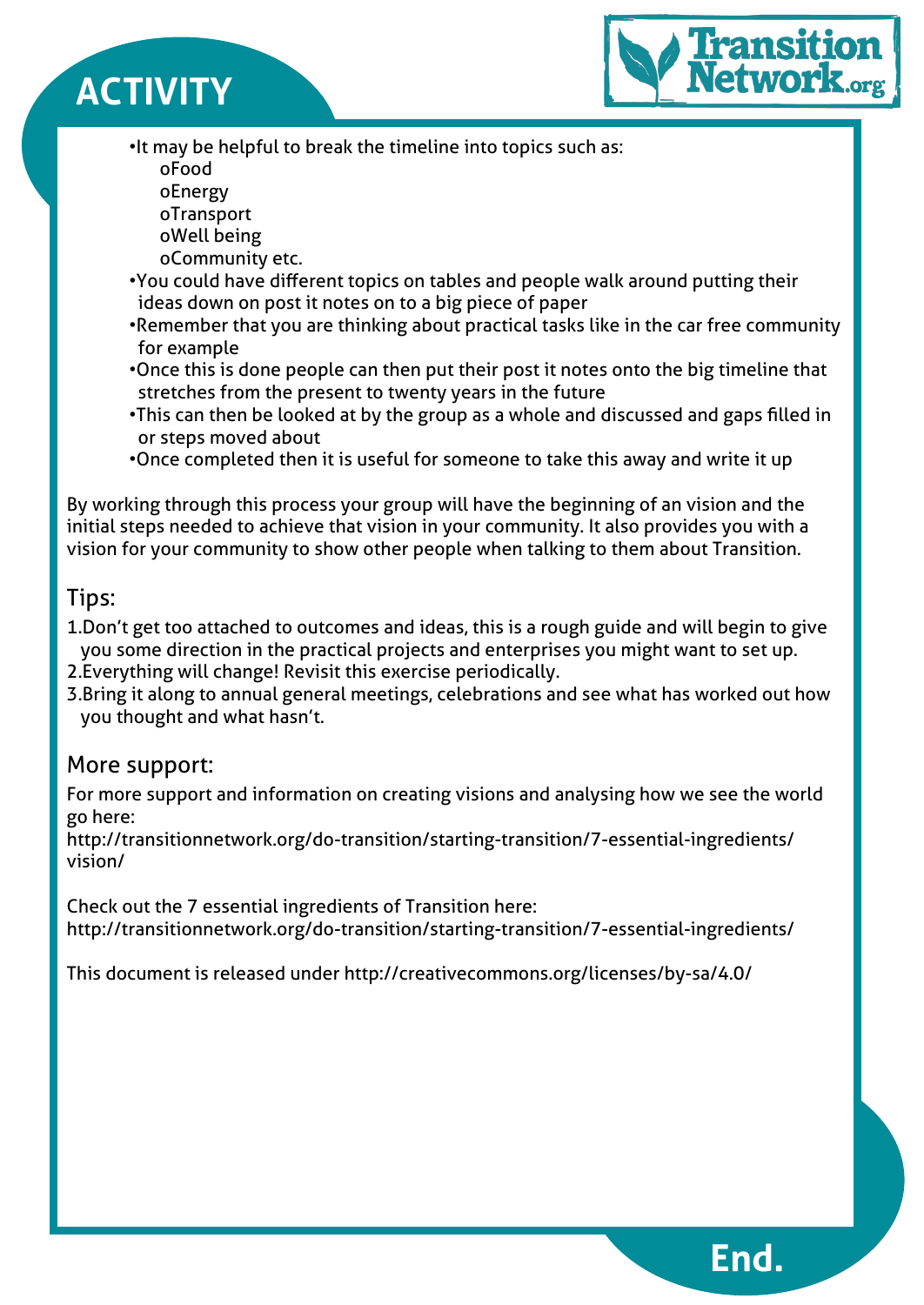# ACTIVITY

- It may be helpful to break the timeline into topics such as:
  - Food
  - Energy
  - Transport
  - Well being
  - Community etc.
- You could have different topics on tables and people walk around putting their ideas down on post it notes on to a big piece of paper
- Remember that you are thinking about practical tasks like in the car free community for example
- Once this is done people can then put their post it notes onto the big timeline that stretches from the present to twenty years in the future
- This can then be looked at by the group as a whole and discussed and gaps filled in or steps moved about
- Once completed then it is useful for someone to take this away and write it up

By working through this process your group will have the beginning of an vision and the initial steps needed to achieve that vision in your community. It also provides you with a vision for your community to show other people when talking to them about Transition.

## Tips:

1. Don't get too attached to outcomes and ideas, this is a rough guide and will begin to give you some direction in the practical projects and enterprises you might want to set up.
2. Everything will change! Revisit this exercise periodically.
3. Bring it along to annual general meetings, celebrations and see what has worked out how you thought and what hasn't.

## More support:

For more support and information on creating visions and analysing how we see the world go here:
http://transitionnetwork.org/do-transition/starting-transition/7-essential-ingredients/vision/

Check out the 7 essential ingredients of Transition here:
http://transitionnetwork.org/do-transition/starting-transition/7-essential-ingredients/

This document is released under http://creativecommons.org/licenses/by-sa/4.0/

**End.**